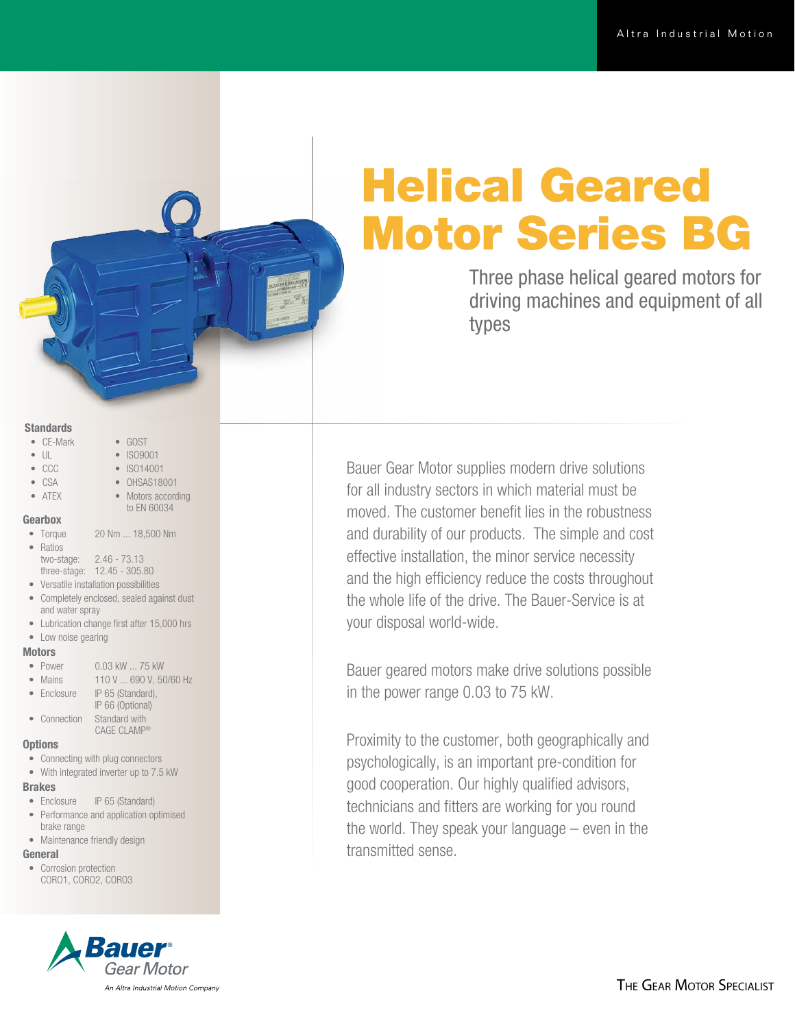# Helical Geared Motor Series BG

Three phase helical geared motors for driving machines and equipment of all types

Bauer Gear Motor supplies modern drive solutions for all industry sectors in which material must be moved. The customer benefit lies in the robustness and durability of our products. The simple and cost effective installation, the minor service necessity and the high efficiency reduce the costs throughout the whole life of the drive. The Bauer-Service is at your disposal world-wide.

Bauer geared motors make drive solutions possible in the power range 0.03 to 75 kW.

Proximity to the customer, both geographically and psychologically, is an important pre-condition for good cooperation. Our highly qualified advisors, technicians and fitters are working for you round the world. They speak your language – even in the transmitted sense.

### Standards

- CE-Mark
- UL
- CCC
- CSA
- ATEX
- GOST
- ISO9001
- ISO14001
- OHSAS18001
- Motors according to EN 60034

### Gearbox

- Torque: 20 Nm ... 18,500 Nm
- Ratios
  two-stage: 2.46 - 73.13
  three-stage: 12.45 - 305.80
- Versatile installation possibilities
- Completely enclosed, sealed against dust and water spray
- Lubrication change first after 15,000 hrs
- Low noise gearing

### Motors

- Power: 0.03 kW ... 75 kW
- Mains: 110 V ... 690 V, 50/60 Hz
- Enclosure: IP 65 (Standard), IP 66 (Optional)
- Connection: Standard with CAGE CLAMP®

### Options

- Connecting with plug connectors
- With integrated inverter up to 7.5 kW

### Brakes

- Enclosure: IP 65 (Standard)
- Performance and application optimised brake range
- Maintenance friendly design

### General

- Corrosion protection CORO1, CORO2, CORO3

Bauer® Gear Motor
*An Altra Industrial Motion Company*

THE GEAR MOTOR SPECIALIST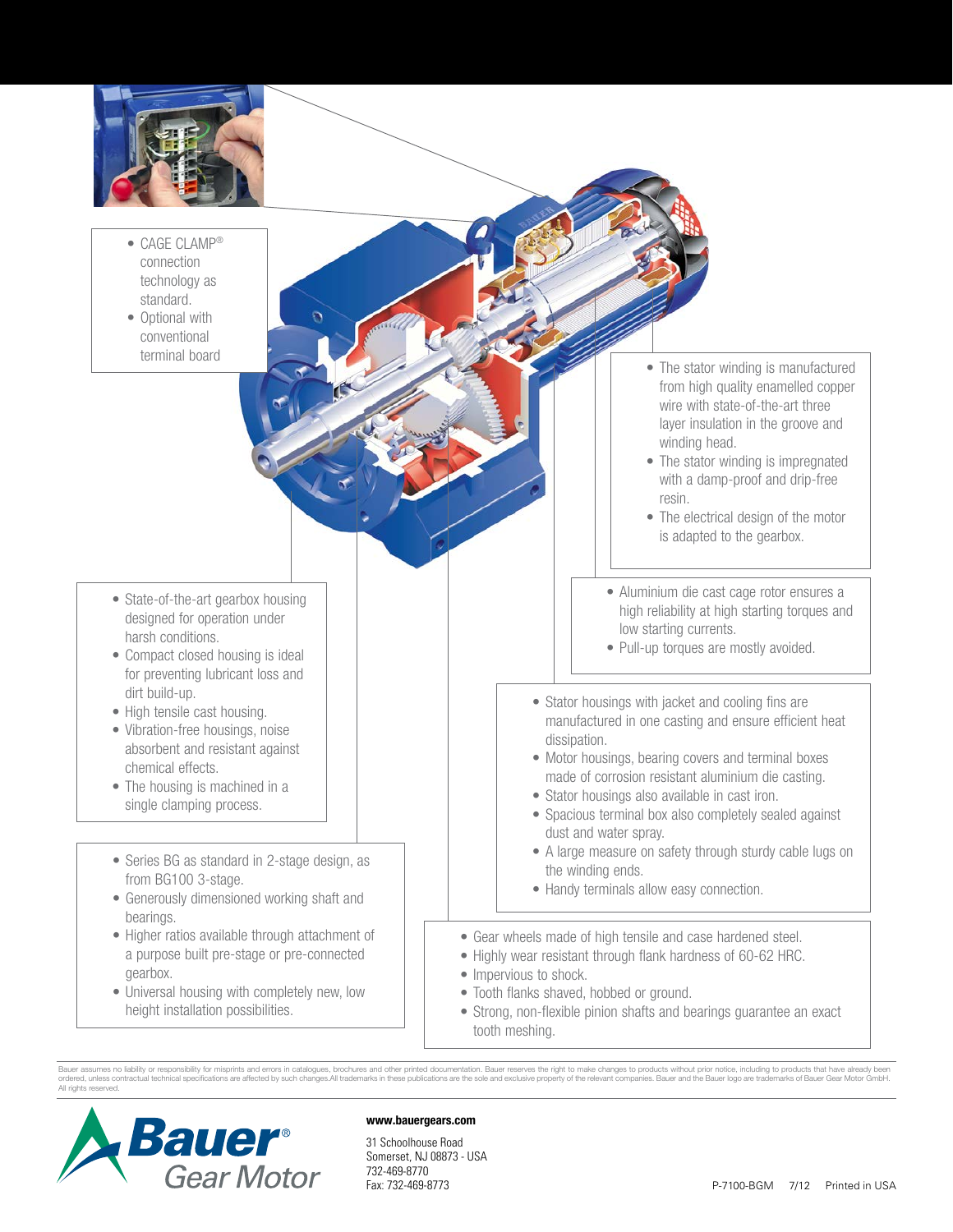- CAGE CLAMP® connection technology as standard.
- Optional with conventional terminal board

- The stator winding is manufactured from high quality enamelled copper wire with state-of-the-art three layer insulation in the groove and winding head.
- The stator winding is impregnated with a damp-proof and drip-free resin.
- The electrical design of the motor is adapted to the gearbox.

- State-of-the-art gearbox housing designed for operation under harsh conditions.
- Compact closed housing is ideal for preventing lubricant loss and dirt build-up.
- High tensile cast housing.
- Vibration-free housings, noise absorbent and resistant against chemical effects.
- The housing is machined in a single clamping process.

- Aluminium die cast cage rotor ensures a high reliability at high starting torques and low starting currents.
- Pull-up torques are mostly avoided.

- Stator housings with jacket and cooling fins are manufactured in one casting and ensure efficient heat dissipation.
- Motor housings, bearing covers and terminal boxes made of corrosion resistant aluminium die casting.
- Stator housings also available in cast iron.
- Spacious terminal box also completely sealed against dust and water spray.
- A large measure on safety through sturdy cable lugs on the winding ends.
- Handy terminals allow easy connection.

- Series BG as standard in 2-stage design, as from BG100 3-stage.
- Generously dimensioned working shaft and bearings.
- Higher ratios available through attachment of a purpose built pre-stage or pre-connected gearbox.
- Universal housing with completely new, low height installation possibilities.

- Gear wheels made of high tensile and case hardened steel.
- Highly wear resistant through flank hardness of 60-62 HRC.
- Impervious to shock.
- Tooth flanks shaved, hobbed or ground.
- Strong, non-flexible pinion shafts and bearings guarantee an exact tooth meshing.

Bauer assumes no liability or responsibility for misprints and errors in catalogues, brochures and other printed documentation. Bauer reserves the right to make changes to products without prior notice, including to products that have already been ordered, unless contractual technical specifications are affected by such changes.All trademarks in these publications are the sole and exclusive property of the relevant companies. Bauer and the Bauer logo are trademarks of Bauer Gear Motor GmbH. All rights reserved.

Bauer® Gear Motor

**www.bauergears.com**

31 Schoolhouse Road
Somerset, NJ 08873 - USA
732-469-8770
Fax: 732-469-8773

P-7100-BGM 7/12 Printed in USA